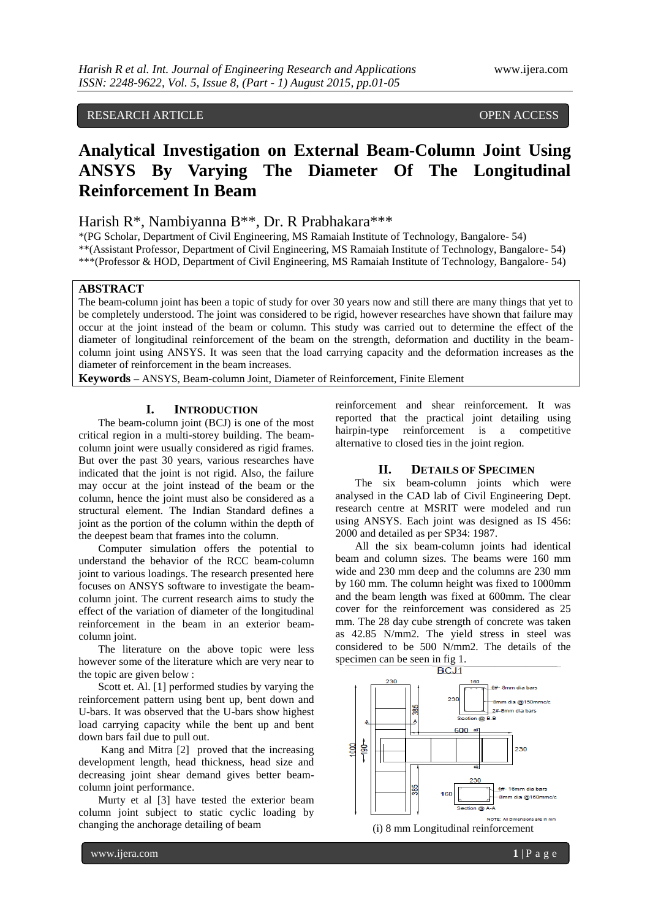RESEARCH ARTICLE OPEN ACCESS

# Analytical Investigation on External Beam-Column Joint Using ANSYS By Varying The Diameter Of The Longitudinal Reinforcement In Beam

Harish R*, Nambiyanna B**, Dr. R Prabhakara***

*(PG Scholar, Department of Civil Engineering, MS Ramaiah Institute of Technology, Bangalore- 54)
**(Assistant Professor, Department of Civil Engineering, MS Ramaiah Institute of Technology, Bangalore- 54)
***(Professor & HOD, Department of Civil Engineering, MS Ramaiah Institute of Technology, Bangalore- 54)

## ABSTRACT

The beam-column joint has been a topic of study for over 30 years now and still there are many things that yet to be completely understood. The joint was considered to be rigid, however researches have shown that failure may occur at the joint instead of the beam or column. This study was carried out to determine the effect of the diameter of longitudinal reinforcement of the beam on the strength, deformation and ductility in the beam-column joint using ANSYS. It was seen that the load carrying capacity and the deformation increases as the diameter of reinforcement in the beam increases.

**Keywords –** ANSYS, Beam-column Joint, Diameter of Reinforcement, Finite Element

## I. INTRODUCTION

The beam-column joint (BCJ) is one of the most critical region in a multi-storey building. The beam-column joint were usually considered as rigid frames. But over the past 30 years, various researches have indicated that the joint is not rigid. Also, the failure may occur at the joint instead of the beam or the column, hence the joint must also be considered as a structural element. The Indian Standard defines a joint as the portion of the column within the depth of the deepest beam that frames into the column.

Computer simulation offers the potential to understand the behavior of the RCC beam-column joint to various loadings. The research presented here focuses on ANSYS software to investigate the beam-column joint. The current research aims to study the effect of the variation of diameter of the longitudinal reinforcement in the beam in an exterior beam-column joint.

The literature on the above topic were less however some of the literature which are very near to the topic are given below :

Scott et. Al. [1] performed studies by varying the reinforcement pattern using bent up, bent down and U-bars. It was observed that the U-bars show highest load carrying capacity while the bent up and bent down bars fail due to pull out.

Kang and Mitra [2] proved that the increasing development length, head thickness, head size and decreasing joint shear demand gives better beam-column joint performance.

Murty et al [3] have tested the exterior beam column joint subject to static cyclic loading by changing the anchorage detailing of beam reinforcement and shear reinforcement. It was reported that the practical joint detailing using hairpin-type reinforcement is a competitive alternative to closed ties in the joint region.

## II. DETAILS OF SPECIMEN

The six beam-column joints which were analysed in the CAD lab of Civil Engineering Dept. research centre at MSRIT were modeled and run using ANSYS. Each joint was designed as IS 456: 2000 and detailed as per SP34: 1987.

All the six beam-column joints had identical beam and column sizes. The beams were 160 mm wide and 230 mm deep and the columns are 230 mm by 160 mm. The column height was fixed to 1000mm and the beam length was fixed at 600mm. The clear cover for the reinforcement was considered as 25 mm. The 28 day cube strength of concrete was taken as 42.85 N/mm2. The yield stress in steel was considered to be 500 N/mm2. The details of the specimen can be seen in fig 1.

BCJ1

230 | 160 | 8#- 8mm dia bars | 230 | 8mm dia @150mmc/c | 2#-8mm dia bars | Section @ B-B | 385 | 600 | 1000 | 190 | 230 | 385 | 230 | 160 | 4#- 16mm dia bars | 8mm dia @160mmc/c | Section @ A-A | NOTE: All Dimensions are in mm

(i) 8 mm Longitudinal reinforcement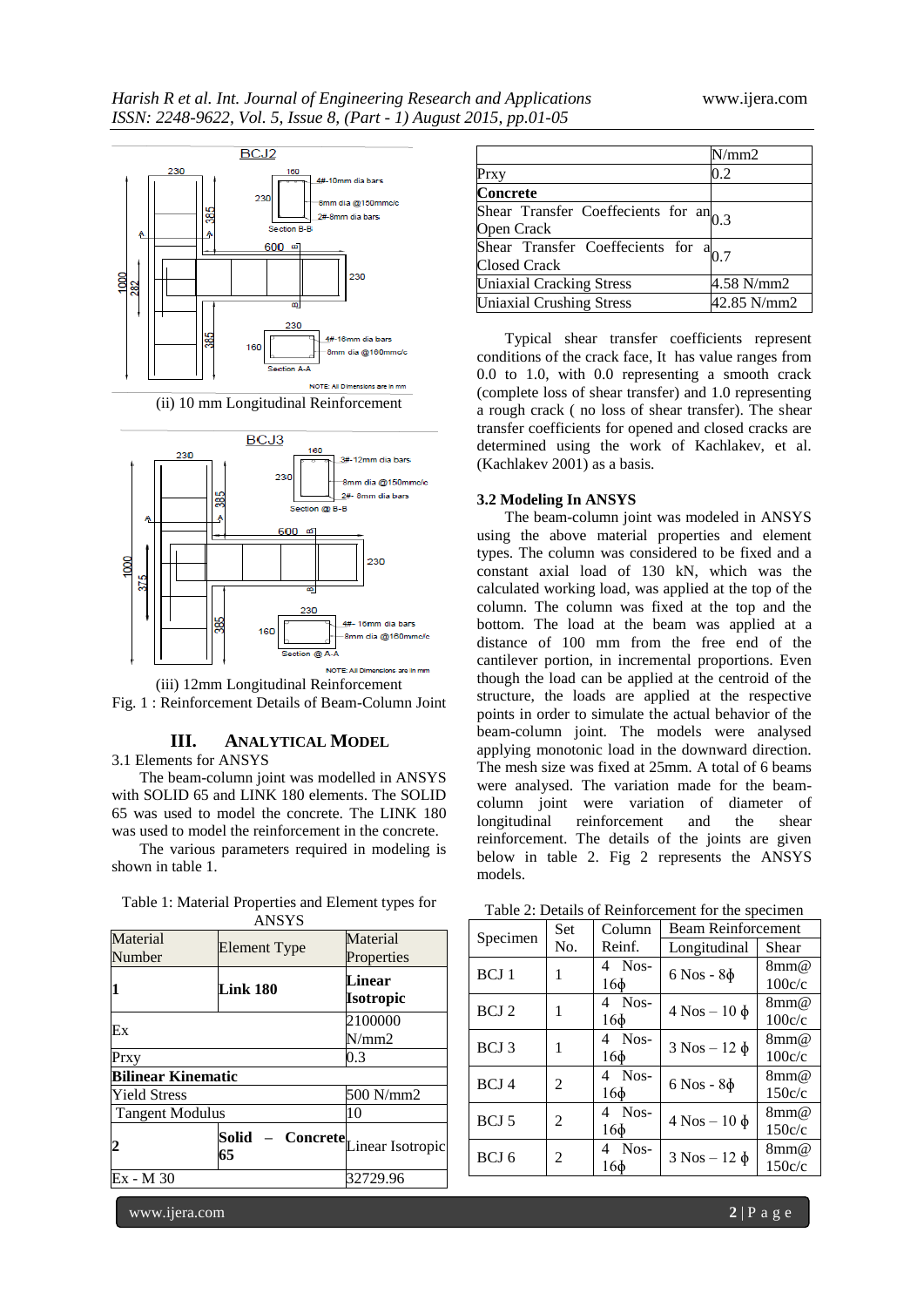BCJ2

(ii) 10 mm Longitudinal Reinforcement

BCJ3

(iii) 12mm Longitudinal Reinforcement

Fig. 1 : Reinforcement Details of Beam-Column Joint

## III. Analytical Model

3.1 Elements for ANSYS

The beam-column joint was modelled in ANSYS with SOLID 65 and LINK 180 elements. The SOLID 65 was used to model the concrete. The LINK 180 was used to model the reinforcement in the concrete.

The various parameters required in modeling is shown in table 1.

Table 1: Material Properties and Element types for ANSYS

| Material Number | Element Type | Material Properties |
|---|---|---|
| **1** | **Link 180** | **Linear Isotropic** |
| Ex | | 2100000 N/mm2 |
| Prxy | | 0.3 |
| **Bilinear Kinematic** | | |
| Yield Stress | | 500 N/mm2 |
| Tangent Modulus | | 10 |
| **2** | **Solid – Concrete 65** | Linear Isotropic |
| Ex - M 30 | | 32729.96 |
| | | N/mm2 |
| Prxy | | 0.2 |
| **Concrete** | | |
| Shear Transfer Coeffecients for an Open Crack | | 0.3 |
| Shear Transfer Coeffecients for a Closed Crack | | 0.7 |
| Uniaxial Cracking Stress | | 4.58 N/mm2 |
| Uniaxial Crushing Stress | | 42.85 N/mm2 |

Typical shear transfer coefficients represent conditions of the crack face, It has value ranges from 0.0 to 1.0, with 0.0 representing a smooth crack (complete loss of shear transfer) and 1.0 representing a rough crack ( no loss of shear transfer). The shear transfer coefficients for opened and closed cracks are determined using the work of Kachlakev, et al. (Kachlakev 2001) as a basis.

### 3.2 Modeling In ANSYS

The beam-column joint was modeled in ANSYS using the above material properties and element types. The column was considered to be fixed and a constant axial load of 130 kN, which was the calculated working load, was applied at the top of the column. The column was fixed at the top and the bottom. The load at the beam was applied at a distance of 100 mm from the free end of the cantilever portion, in incremental proportions. Even though the load can be applied at the centroid of the structure, the loads are applied at the respective points in order to simulate the actual behavior of the beam-column joint. The models were analysed applying monotonic load in the downward direction. The mesh size was fixed at 25mm. A total of 6 beams were analysed. The variation made for the beam-column joint were variation of diameter of longitudinal reinforcement and the shear reinforcement. The details of the joints are given below in table 2. Fig 2 represents the ANSYS models.

Table 2: Details of Reinforcement for the specimen

| Specimen | Set No. | Column Reinf. | Beam Reinforcement | |
|---|---|---|---|---|
| | | | Longitudinal | Shear |
| BCJ 1 | 1 | 4 Nos- 16ϕ | 6 Nos - 8ϕ | 8mm@ 100c/c |
| BCJ 2 | 1 | 4 Nos- 16ϕ | 4 Nos – 10 ϕ | 8mm@ 100c/c |
| BCJ 3 | 1 | 4 Nos- 16ϕ | 3 Nos – 12 ϕ | 8mm@ 100c/c |
| BCJ 4 | 2 | 4 Nos- 16ϕ | 6 Nos - 8ϕ | 8mm@ 150c/c |
| BCJ 5 | 2 | 4 Nos- 16ϕ | 4 Nos – 10 ϕ | 8mm@ 150c/c |
| BCJ 6 | 2 | 4 Nos- 16ϕ | 3 Nos – 12 ϕ | 8mm@ 150c/c |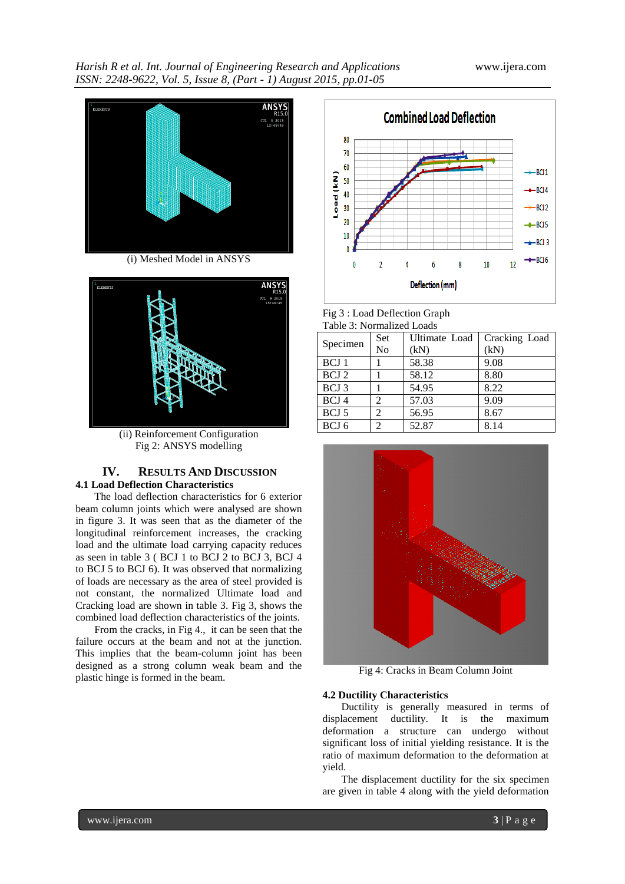(i) Meshed Model in ANSYS

(ii) Reinforcement Configuration

Fig 2: ANSYS modelling

## IV. Results And Discussion

### 4.1 Load Deflection Characteristics

The load deflection characteristics for 6 exterior beam column joints which were analysed are shown in figure 3. It was seen that as the diameter of the longitudinal reinforcement increases, the cracking load and the ultimate load carrying capacity reduces as seen in table 3 ( BCJ 1 to BCJ 2 to BCJ 3, BCJ 4 to BCJ 5 to BCJ 6). It was observed that normalizing of loads are necessary as the area of steel provided is not constant, the normalized Ultimate load and Cracking load are shown in table 3. Fig 3, shows the combined load deflection characteristics of the joints.

From the cracks, in Fig 4., it can be seen that the failure occurs at the beam and not at the junction. This implies that the beam-column joint has been designed as a strong column weak beam and the plastic hinge is formed in the beam.

Fig 3 : Load Deflection Graph

Table 3: Normalized Loads

| Specimen | Set No | Ultimate Load (kN) | Cracking Load (kN) |
|---|---|---|---|
| BCJ 1 | 1 | 58.38 | 9.08 |
| BCJ 2 | 1 | 58.12 | 8.80 |
| BCJ 3 | 1 | 54.95 | 8.22 |
| BCJ 4 | 2 | 57.03 | 9.09 |
| BCJ 5 | 2 | 56.95 | 8.67 |
| BCJ 6 | 2 | 52.87 | 8.14 |

Fig 4: Cracks in Beam Column Joint

### 4.2 Ductility Characteristics

Ductility is generally measured in terms of displacement ductility. It is the maximum deformation a structure can undergo without significant loss of initial yielding resistance. It is the ratio of maximum deformation to the deformation at yield.

The displacement ductility for the six specimen are given in table 4 along with the yield deformation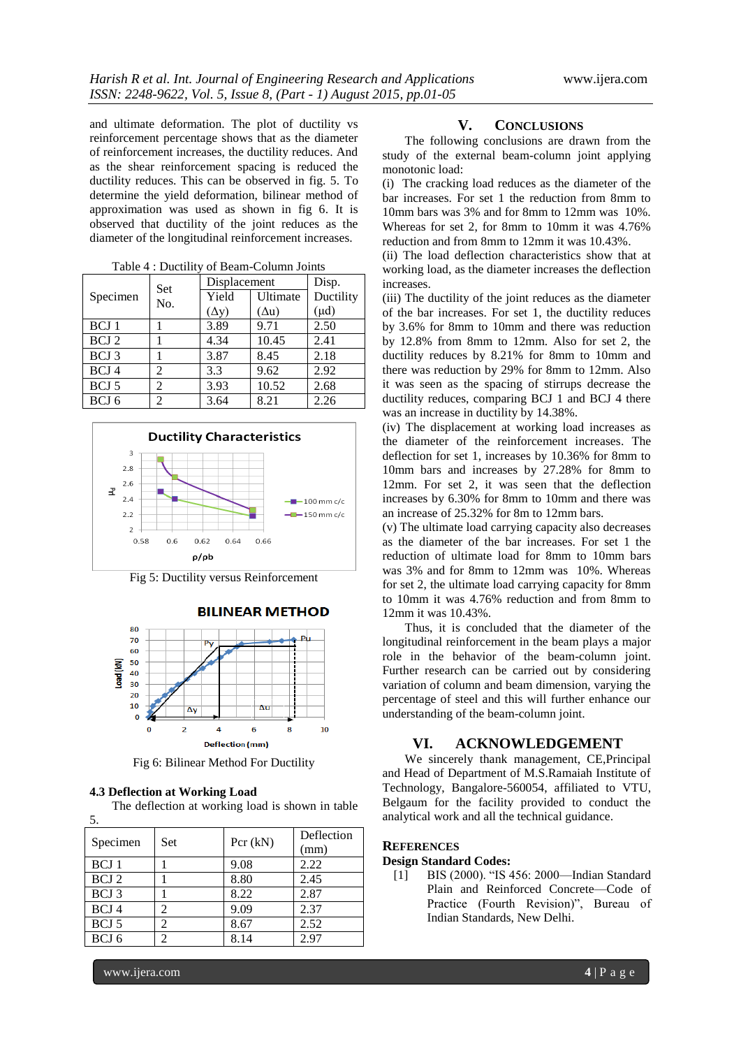and ultimate deformation. The plot of ductility vs reinforcement percentage shows that as the diameter of reinforcement increases, the ductility reduces. And as the shear reinforcement spacing is reduced the ductility reduces. This can be observed in fig. 5. To determine the yield deformation, bilinear method of approximation was used as shown in fig 6. It is observed that ductility of the joint reduces as the diameter of the longitudinal reinforcement increases.

Table 4 : Ductility of Beam-Column Joints

| Specimen | Set No. | Displacement | | Disp. Ductility ($\mu$d) |
|---|---|---|---|---|
| | | Yield ($\Delta$y) | Ultimate ($\Delta$u) | |
| BCJ 1 | 1 | 3.89 | 9.71 | 2.50 |
| BCJ 2 | 1 | 4.34 | 10.45 | 2.41 |
| BCJ 3 | 1 | 3.87 | 8.45 | 2.18 |
| BCJ 4 | 2 | 3.3 | 9.62 | 2.92 |
| BCJ 5 | 2 | 3.93 | 10.52 | 2.68 |
| BCJ 6 | 2 | 3.64 | 8.21 | 2.26 |

Fig 5: Ductility versus Reinforcement

Fig 6: Bilinear Method For Ductility

### 4.3 Deflection at Working Load

The deflection at working load is shown in table 5.

| Specimen | Set | Pcr (kN) | Deflection (mm) |
|---|---|---|---|
| BCJ 1 | 1 | 9.08 | 2.22 |
| BCJ 2 | 1 | 8.80 | 2.45 |
| BCJ 3 | 1 | 8.22 | 2.87 |
| BCJ 4 | 2 | 9.09 | 2.37 |
| BCJ 5 | 2 | 8.67 | 2.52 |
| BCJ 6 | 2 | 8.14 | 2.97 |

## V. CONCLUSIONS

The following conclusions are drawn from the study of the external beam-column joint applying monotonic load:

(i) The cracking load reduces as the diameter of the bar increases. For set 1 the reduction from 8mm to 10mm bars was 3% and for 8mm to 12mm was 10%. Whereas for set 2, for 8mm to 10mm it was 4.76% reduction and from 8mm to 12mm it was 10.43%.

(ii) The load deflection characteristics show that at working load, as the diameter increases the deflection increases.

(iii) The ductility of the joint reduces as the diameter of the bar increases. For set 1, the ductility reduces by 3.6% for 8mm to 10mm and there was reduction by 12.8% from 8mm to 12mm. Also for set 2, the ductility reduces by 8.21% for 8mm to 10mm and there was reduction by 29% for 8mm to 12mm. Also it was seen as the spacing of stirrups decrease the ductility reduces, comparing BCJ 1 and BCJ 4 there was an increase in ductility by 14.38%.

(iv) The displacement at working load increases as the diameter of the reinforcement increases. The deflection for set 1, increases by 10.36% for 8mm to 10mm bars and increases by 27.28% for 8mm to 12mm bars. For set 2, it was seen that the deflection increases by 6.30% for 8mm to 10mm and there was an increase of 25.32% for 8m to 12mm bars.

(v) The ultimate load carrying capacity also decreases as the diameter of the bar increases. For set 1 the reduction of ultimate load for 8mm to 10mm bars was 3% and for 8mm to 12mm was 10%. Whereas for set 2, the ultimate load carrying capacity for 8mm to 10mm it was 4.76% reduction and from 8mm to 12mm it was 10.43%.

Thus, it is concluded that the diameter of the longitudinal reinforcement in the beam plays a major role in the behavior of the beam-column joint. Further research can be carried out by considering variation of column and beam dimension, varying the percentage of steel and this will further enhance our understanding of the beam-column joint.

## VI. ACKNOWLEDGEMENT

We sincerely thank management, CE,Principal and Head of Department of M.S.Ramaiah Institute of Technology, Bangalore-560054, affiliated to VTU, Belgaum for the facility provided to conduct the analytical work and all the technical guidance.

## REFERENCES

**Design Standard Codes:**

[1] BIS (2000). "IS 456: 2000—Indian Standard Plain and Reinforced Concrete—Code of Practice (Fourth Revision)", Bureau of Indian Standards, New Delhi.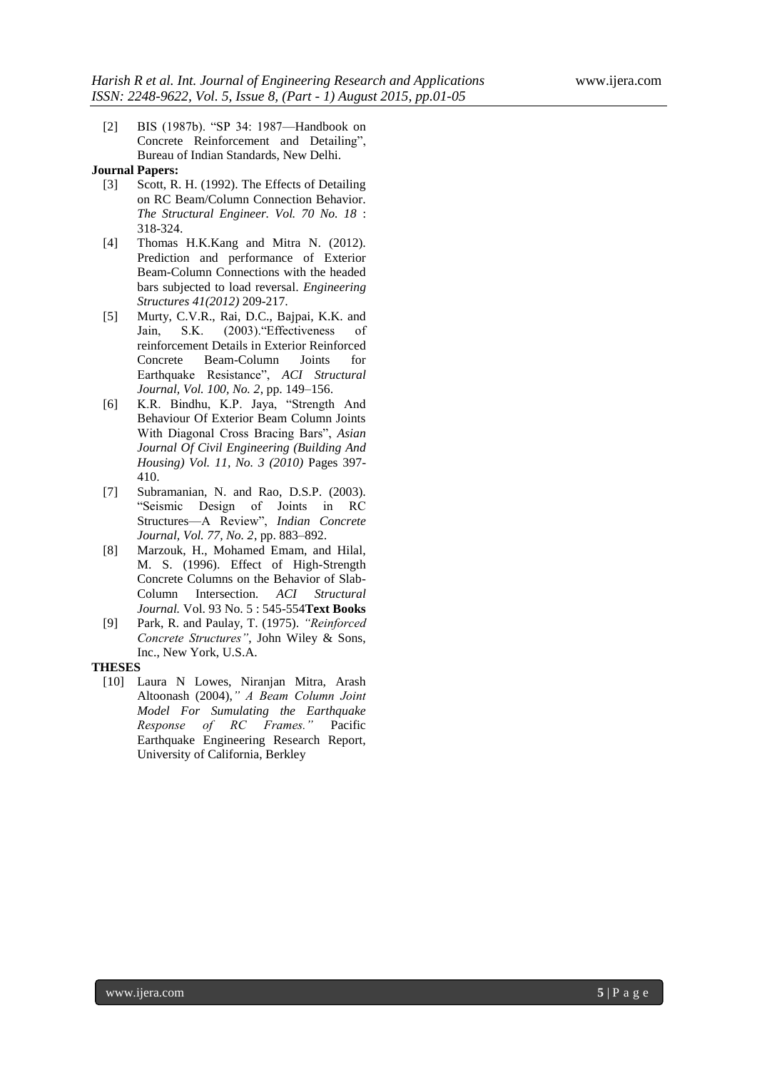[2] BIS (1987b). "SP 34: 1987—Handbook on Concrete Reinforcement and Detailing", Bureau of Indian Standards, New Delhi.

**Journal Papers:**

[3] Scott, R. H. (1992). The Effects of Detailing on RC Beam/Column Connection Behavior. *The Structural Engineer. Vol. 70 No. 18* : 318-324.

[4] Thomas H.K.Kang and Mitra N. (2012). Prediction and performance of Exterior Beam-Column Connections with the headed bars subjected to load reversal. *Engineering Structures 41(2012)* 209-217.

[5] Murty, C.V.R., Rai, D.C., Bajpai, K.K. and Jain, S.K. (2003)."Effectiveness of reinforcement Details in Exterior Reinforced Concrete Beam-Column Joints for Earthquake Resistance", *ACI Structural Journal, Vol. 100, No. 2*, pp. 149–156.

[6] K.R. Bindhu, K.P. Jaya, "Strength And Behaviour Of Exterior Beam Column Joints With Diagonal Cross Bracing Bars", *Asian Journal Of Civil Engineering (Building And Housing) Vol. 11, No. 3 (2010)* Pages 397-410.

[7] Subramanian, N. and Rao, D.S.P. (2003). "Seismic Design of Joints in RC Structures—A Review", *Indian Concrete Journal, Vol. 77, No. 2*, pp. 883–892.

[8] Marzouk, H., Mohamed Emam, and Hilal, M. S. (1996). Effect of High-Strength Concrete Columns on the Behavior of Slab-Column Intersection. *ACI Structural Journal.* Vol. 93 No. 5 : 545-554**Text Books**

[9] Park, R. and Paulay, T. (1975). *"Reinforced Concrete Structures"*, John Wiley & Sons, Inc., New York, U.S.A.

**THESES**

[10] Laura N Lowes, Niranjan Mitra, Arash Altoonash (2004),*" A Beam Column Joint Model For Sumulating the Earthquake Response of RC Frames."* Pacific Earthquake Engineering Research Report, University of California, Berkley